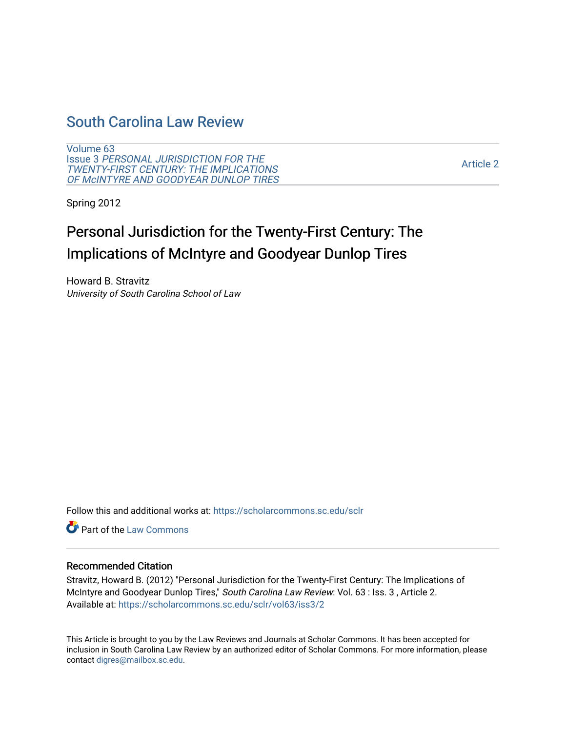# South Carolina Law Review

Volume 63
Issue 3 *PERSONAL JURISDICTION FOR THE TWENTY-FIRST CENTURY: THE IMPLICATIONS OF McINTYRE AND GOODYEAR DUNLOP TIRES*

Article 2

Spring 2012

## Personal Jurisdiction for the Twenty-First Century: The Implications of McIntyre and Goodyear Dunlop Tires

Howard B. Stravitz
*University of South Carolina School of Law*

Follow this and additional works at: https://scholarcommons.sc.edu/sclr

Part of the Law Commons

### Recommended Citation

Stravitz, Howard B. (2012) "Personal Jurisdiction for the Twenty-First Century: The Implications of McIntyre and Goodyear Dunlop Tires," *South Carolina Law Review*: Vol. 63 : Iss. 3 , Article 2.
Available at: https://scholarcommons.sc.edu/sclr/vol63/iss3/2

This Article is brought to you by the Law Reviews and Journals at Scholar Commons. It has been accepted for inclusion in South Carolina Law Review by an authorized editor of Scholar Commons. For more information, please contact digres@mailbox.sc.edu.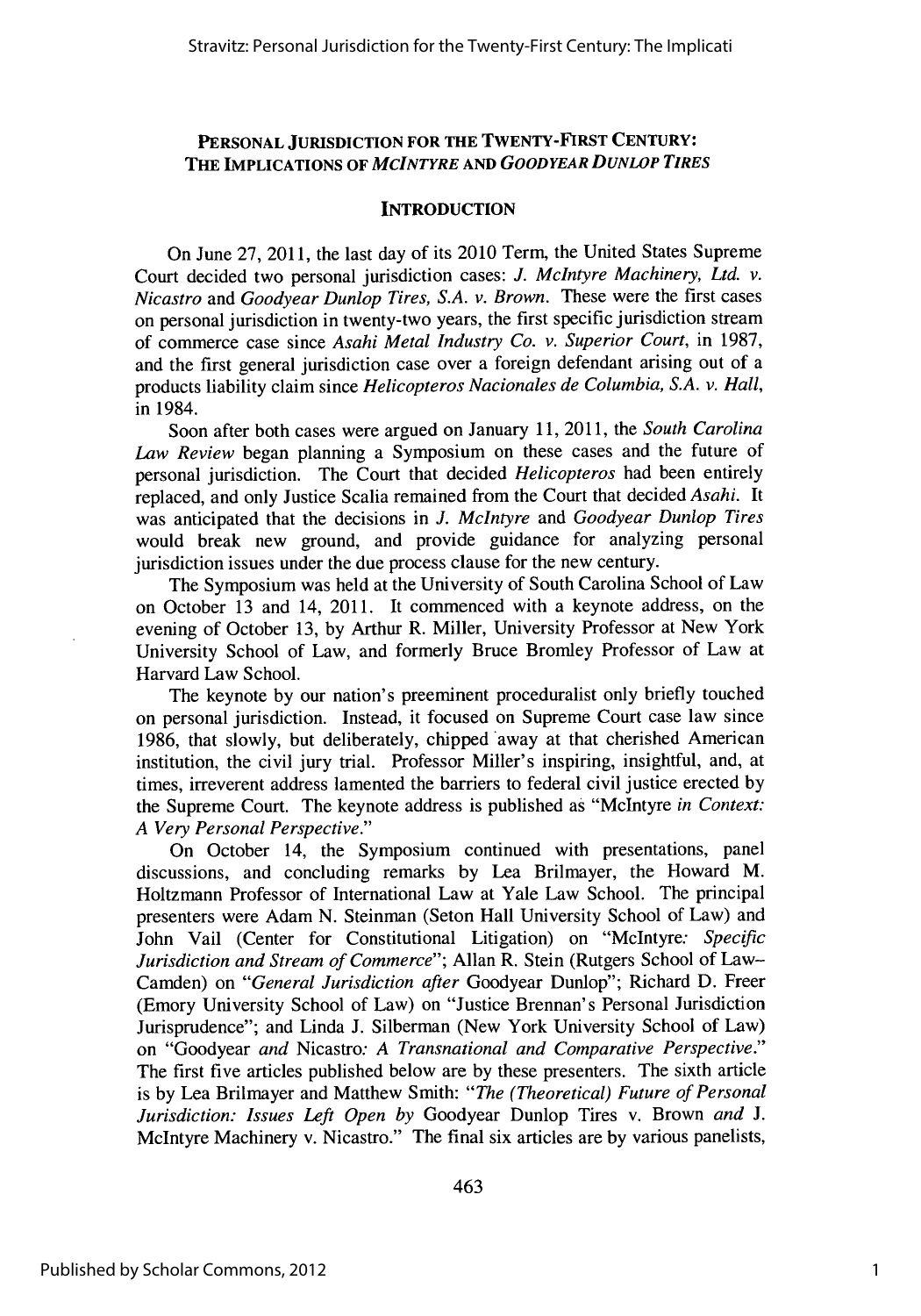# Personal Jurisdiction for the Twenty-First Century: The Implications of *McIntyre* and *Goodyear Dunlop Tires*

## Introduction

On June 27, 2011, the last day of its 2010 Term, the United States Supreme Court decided two personal jurisdiction cases: *J. McIntyre Machinery, Ltd. v. Nicastro* and *Goodyear Dunlop Tires, S.A. v. Brown*. These were the first cases on personal jurisdiction in twenty-two years, the first specific jurisdiction stream of commerce case since *Asahi Metal Industry Co. v. Superior Court*, in 1987, and the first general jurisdiction case over a foreign defendant arising out of a products liability claim since *Helicopteros Nacionales de Columbia, S.A. v. Hall*, in 1984.

Soon after both cases were argued on January 11, 2011, the *South Carolina Law Review* began planning a Symposium on these cases and the future of personal jurisdiction. The Court that decided *Helicopteros* had been entirely replaced, and only Justice Scalia remained from the Court that decided *Asahi*. It was anticipated that the decisions in *J. McIntyre* and *Goodyear Dunlop Tires* would break new ground, and provide guidance for analyzing personal jurisdiction issues under the due process clause for the new century.

The Symposium was held at the University of South Carolina School of Law on October 13 and 14, 2011. It commenced with a keynote address, on the evening of October 13, by Arthur R. Miller, University Professor at New York University School of Law, and formerly Bruce Bromley Professor of Law at Harvard Law School.

The keynote by our nation's preeminent proceduralist only briefly touched on personal jurisdiction. Instead, it focused on Supreme Court case law since 1986, that slowly, but deliberately, chipped away at that cherished American institution, the civil jury trial. Professor Miller's inspiring, insightful, and, at times, irreverent address lamented the barriers to federal civil justice erected by the Supreme Court. The keynote address is published as "McIntyre *in Context: A Very Personal Perspective*."

On October 14, the Symposium continued with presentations, panel discussions, and concluding remarks by Lea Brilmayer, the Howard M. Holtzmann Professor of International Law at Yale Law School. The principal presenters were Adam N. Steinman (Seton Hall University School of Law) and John Vail (Center for Constitutional Litigation) on "McIntyre*: Specific Jurisdiction and Stream of Commerce*"; Allan R. Stein (Rutgers School of Law–Camden) on "*General Jurisdiction after* Goodyear Dunlop"; Richard D. Freer (Emory University School of Law) on "Justice Brennan's Personal Jurisdiction Jurisprudence"; and Linda J. Silberman (New York University School of Law) on "Goodyear *and* Nicastro*: A Transnational and Comparative Perspective*." The first five articles published below are by these presenters. The sixth article is by Lea Brilmayer and Matthew Smith: "*The (Theoretical) Future of Personal Jurisdiction: Issues Left Open by* Goodyear Dunlop Tires v. Brown *and* J. McIntyre Machinery v. Nicastro." The final six articles are by various panelists,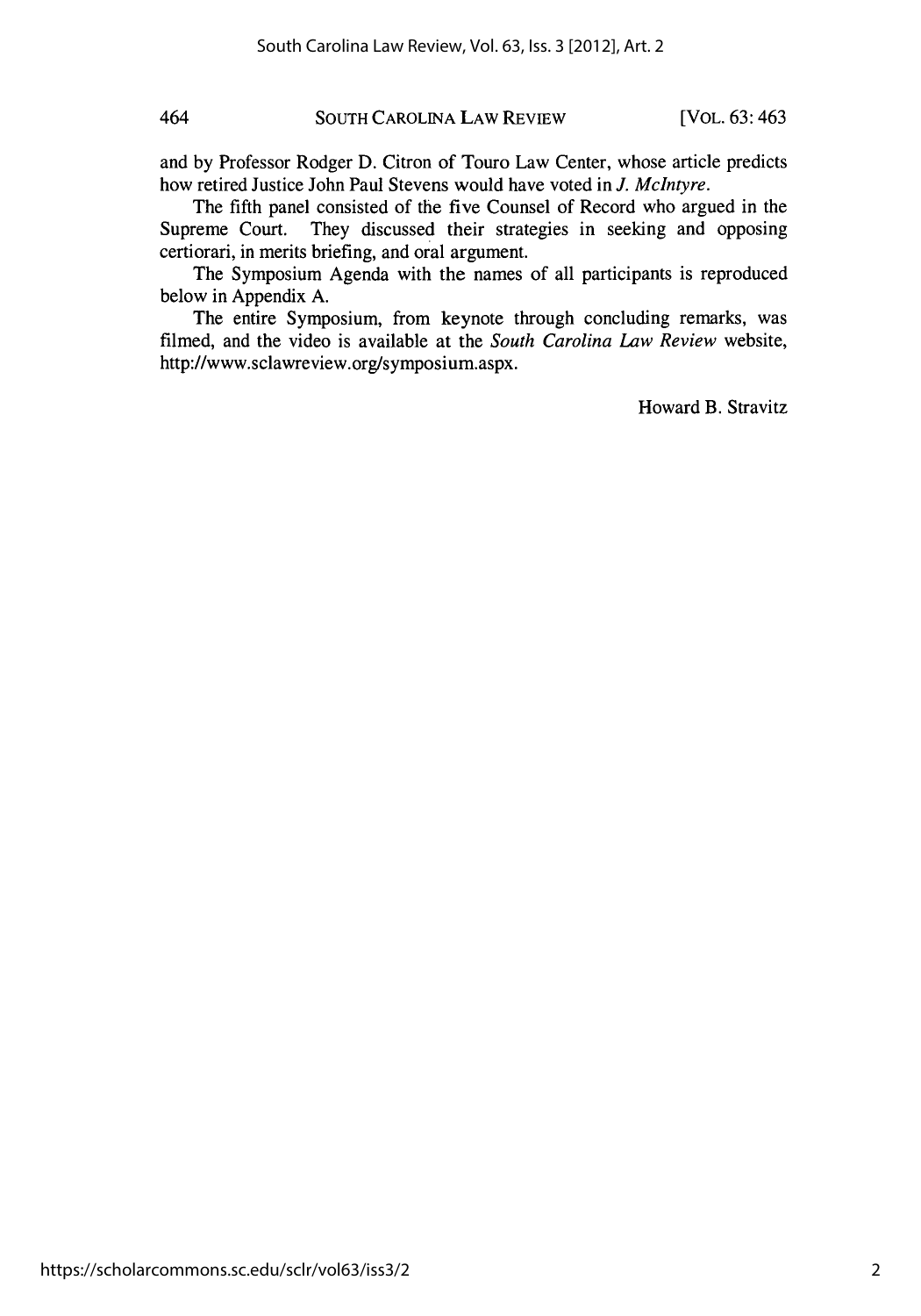and by Professor Rodger D. Citron of Touro Law Center, whose article predicts how retired Justice John Paul Stevens would have voted in *J. McIntyre*.

The fifth panel consisted of the five Counsel of Record who argued in the Supreme Court. They discussed their strategies in seeking and opposing certiorari, in merits briefing, and oral argument.

The Symposium Agenda with the names of all participants is reproduced below in Appendix A.

The entire Symposium, from keynote through concluding remarks, was filmed, and the video is available at the *South Carolina Law Review* website, http://www.sclawreview.org/symposium.aspx.

Howard B. Stravitz